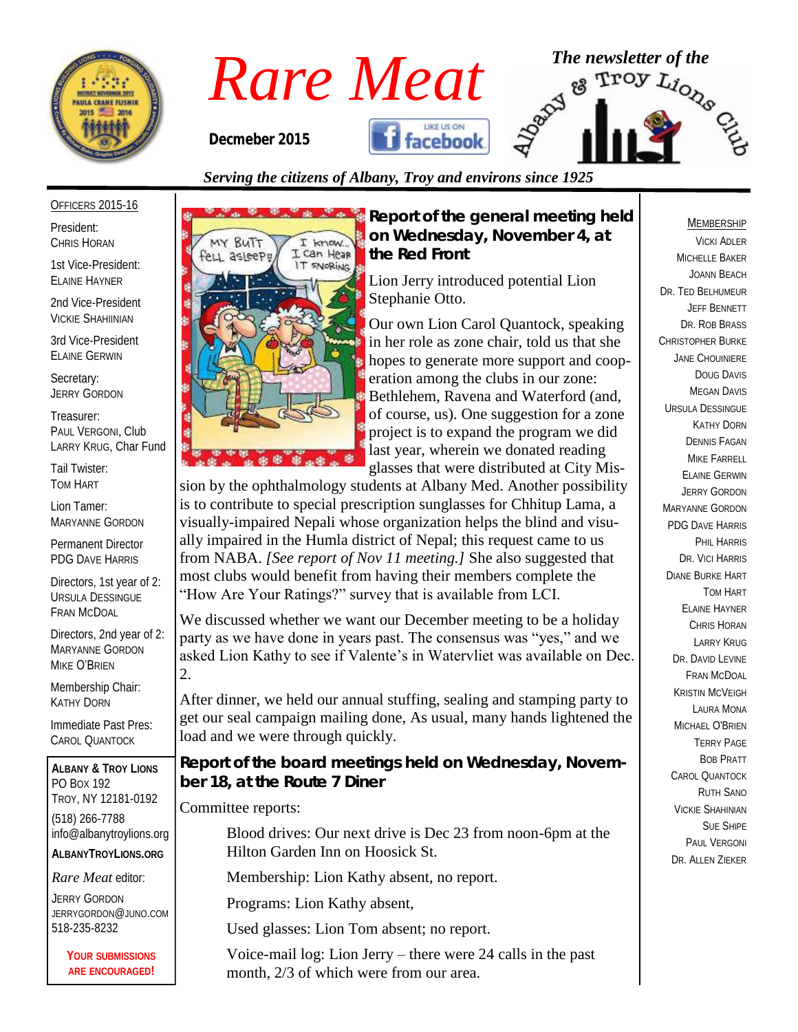# Rare Meat

**Decmeber 2015**

*The newsletter of the* Albany & Troy Lions Club

*Serving the citizens of Albany, Troy and environs since 1925*

OFFICERS 2015-16

President:
CHRIS HORAN

1st Vice-President:
ELAINE HAYNER

2nd Vice-President
VICKIE SHAHIINIAN

3rd Vice-President
ELAINE GERWIN

Secretary:
JERRY GORDON

Treasurer:
PAUL VERGONI, Club
LARRY KRUG, Char Fund

Tail Twister:
TOM HART

Lion Tamer:
MARYANNE GORDON

Permanent Director
PDG DAVE HARRIS

Directors, 1st year of 2:
URSULA DESSINGUE
FRAN MCDOAL

Directors, 2nd year of 2:
MARYANNE GORDON
MIKE O'BRIEN

Membership Chair:
KATHY DORN

Immediate Past Pres:
CAROL QUANTOCK

**ALBANY & TROY LIONS**
PO BOX 192
TROY, NY 12181-0192
(518) 266-7788
info@albanytroylions.org
**ALBANYTROYLIONS.ORG**

*Rare Meat* editor:
JERRY GORDON
JERRYGORDON@JUNO.COM
518-235-8232

**YOUR SUBMISSIONS ARE ENCOURAGED!**

## Report of the general meeting held on Wednesday, November 4, at the Red Front

Lion Jerry introduced potential Lion Stephanie Otto.

Our own Lion Carol Quantock, speaking in her role as zone chair, told us that she hopes to generate more support and coop-eration among the clubs in our zone: Bethlehem, Ravena and Waterford (and, of course, us). One suggestion for a zone project is to expand the program we did last year, wherein we donated reading glasses that were distributed at City Mission by the ophthalmology students at Albany Med. Another possibility is to contribute to special prescription sunglasses for Chhitup Lama, a visually-impaired Nepali whose organization helps the blind and visually impaired in the Humla district of Nepal; this request came to us from NABA. *[See report of Nov 11 meeting.]* She also suggested that most clubs would benefit from having their members complete the "How Are Your Ratings?" survey that is available from LCI.

We discussed whether we want our December meeting to be a holiday party as we have done in years past. The consensus was "yes," and we asked Lion Kathy to see if Valente's in Watervliet was available on Dec. 2.

After dinner, we held our annual stuffing, sealing and stamping party to get our seal campaign mailing done, As usual, many hands lightened the load and we were through quickly.

## Report of the board meetings held on Wednesday, November 18, at the Route 7 Diner

Committee reports:

Blood drives: Our next drive is Dec 23 from noon-6pm at the Hilton Garden Inn on Hoosick St.

Membership: Lion Kathy absent, no report.

Programs: Lion Kathy absent,

Used glasses: Lion Tom absent; no report.

Voice-mail log: Lion Jerry – there were 24 calls in the past month, 2/3 of which were from our area.

MEMBERSHIP

VICKI ADLER
MICHELLE BAKER
JOANN BEACH
DR. TED BELHUMEUR
JEFF BENNETT
DR. ROB BRASS
CHRISTOPHER BURKE
JANE CHOUINIERE
DOUG DAVIS
MEGAN DAVIS
URSULA DESSINGUE
KATHY DORN
DENNIS FAGAN
MIKE FARRELL
ELAINE GERWIN
JERRY GORDON
MARYANNE GORDON
PDG DAVE HARRIS
PHIL HARRIS
DR. VICI HARRIS
DIANE BURKE HART
TOM HART
ELAINE HAYNER
CHRIS HORAN
LARRY KRUG
DR. DAVID LEVINE
FRAN MCDOAL
KRISTIN MCVEIGH
LAURA MONA
MICHAEL O'BRIEN
TERRY PAGE
BOB PRATT
CAROL QUANTOCK
RUTH SANO
VICKIE SHAHINIAN
SUE SHIPE
PAUL VERGONI
DR. ALLEN ZIEKER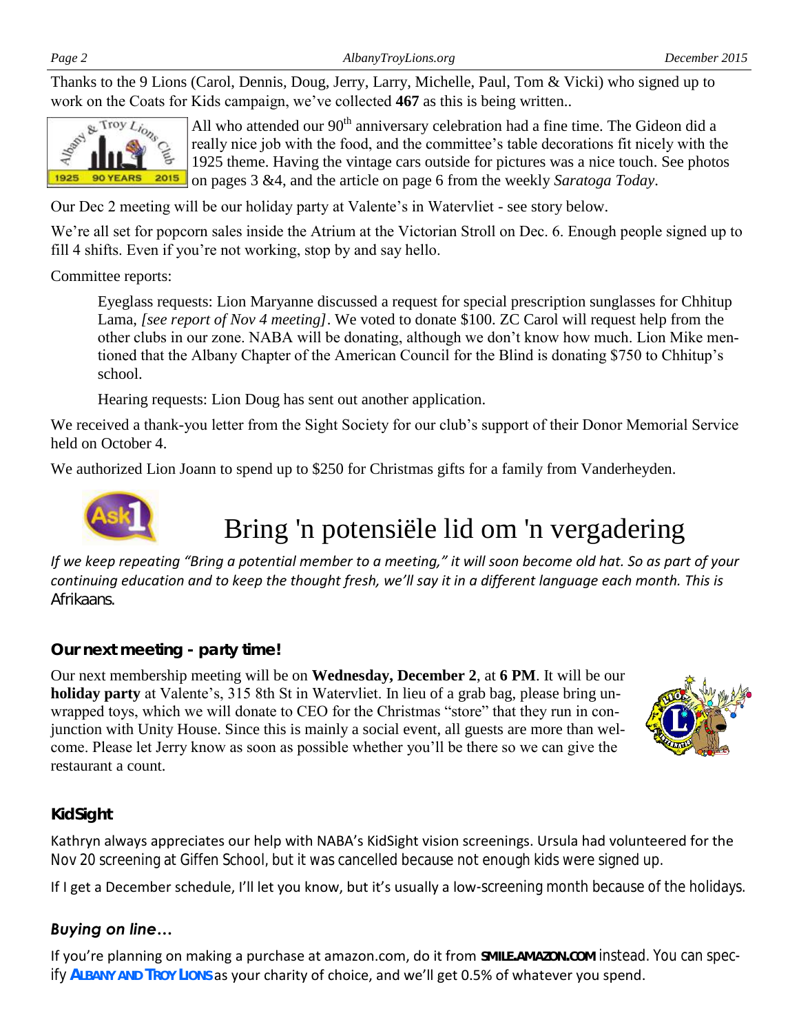Thanks to the 9 Lions (Carol, Dennis, Doug, Jerry, Larry, Michelle, Paul, Tom & Vicki) who signed up to work on the Coats for Kids campaign, we've collected **467** as this is being written..

All who attended our 90th anniversary celebration had a fine time. The Gideon did a really nice job with the food, and the committee's table decorations fit nicely with the 1925 theme. Having the vintage cars outside for pictures was a nice touch. See photos on pages 3 &4, and the article on page 6 from the weekly *Saratoga Today*.

Our Dec 2 meeting will be our holiday party at Valente's in Watervliet - see story below.

We're all set for popcorn sales inside the Atrium at the Victorian Stroll on Dec. 6. Enough people signed up to fill 4 shifts. Even if you're not working, stop by and say hello.

Committee reports:

> Eyeglass requests: Lion Maryanne discussed a request for special prescription sunglasses for Chhitup Lama, *[see report of Nov 4 meeting]*. We voted to donate $100. ZC Carol will request help from the other clubs in our zone. NABA will be donating, although we don't know how much. Lion Mike mentioned that the Albany Chapter of the American Council for the Blind is donating $750 to Chhitup's school.
>
> Hearing requests: Lion Doug has sent out another application.

We received a thank-you letter from the Sight Society for our club's support of their Donor Memorial Service held on October 4.

We authorized Lion Joann to spend up to $250 for Christmas gifts for a family from Vanderheyden.

# Bring 'n potensiële lid om 'n vergadering

*If we keep repeating "Bring a potential member to a meeting," it will soon become old hat. So as part of your continuing education and to keep the thought fresh, we'll say it in a different language each month. This is* Afrikaans.

### Our next meeting - party time!

Our next membership meeting will be on **Wednesday, December 2**, at **6 PM**. It will be our **holiday party** at Valente's, 315 8th St in Watervliet. In lieu of a grab bag, please bring unwrapped toys, which we will donate to CEO for the Christmas "store" that they run in conjunction with Unity House. Since this is mainly a social event, all guests are more than welcome. Please let Jerry know as soon as possible whether you'll be there so we can give the restaurant a count.

### KidSight

Kathryn always appreciates our help with NABA's KidSight vision screenings. Ursula had volunteered for the Nov 20 screening at Giffen School, but it was cancelled because not enough kids were signed up.

If I get a December schedule, I'll let you know, but it's usually a low-screening month because of the holidays.

### *Buying on line…*

If you're planning on making a purchase at amazon.com, do it from **SMILE.AMAZON.COM** instead. You can specify **ALBANY AND TROY LIONS** as your charity of choice, and we'll get 0.5% of whatever you spend.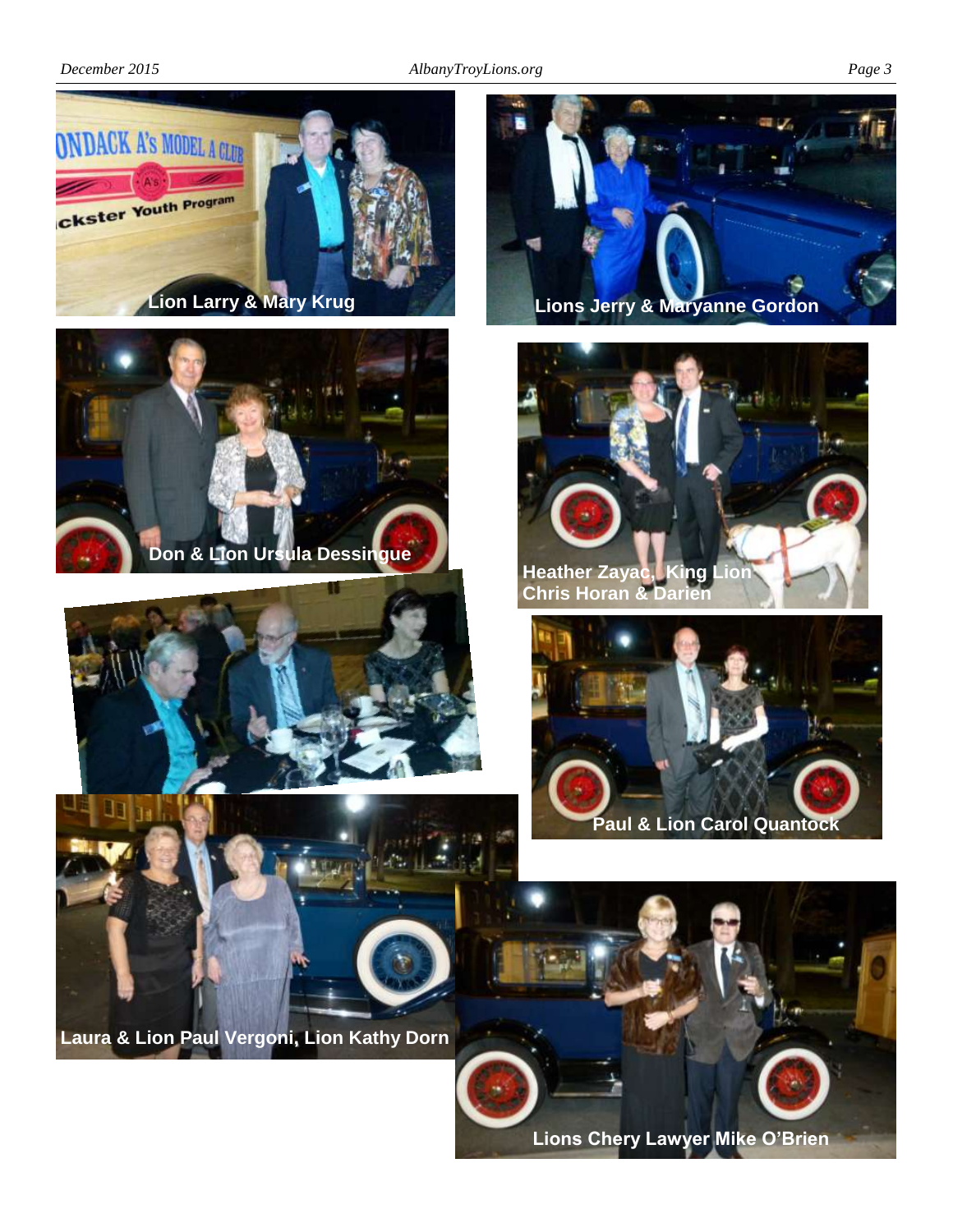Lion Larry & Mary Krug

Lions Jerry & Maryanne Gordon

Don & Lion Ursula Dessingue

Heather Zayac, King Lion Chris Horan & Darien

Paul & Lion Carol Quantock

Laura & Lion Paul Vergoni, Lion Kathy Dorn

Lions Chery Lawyer Mike O'Brien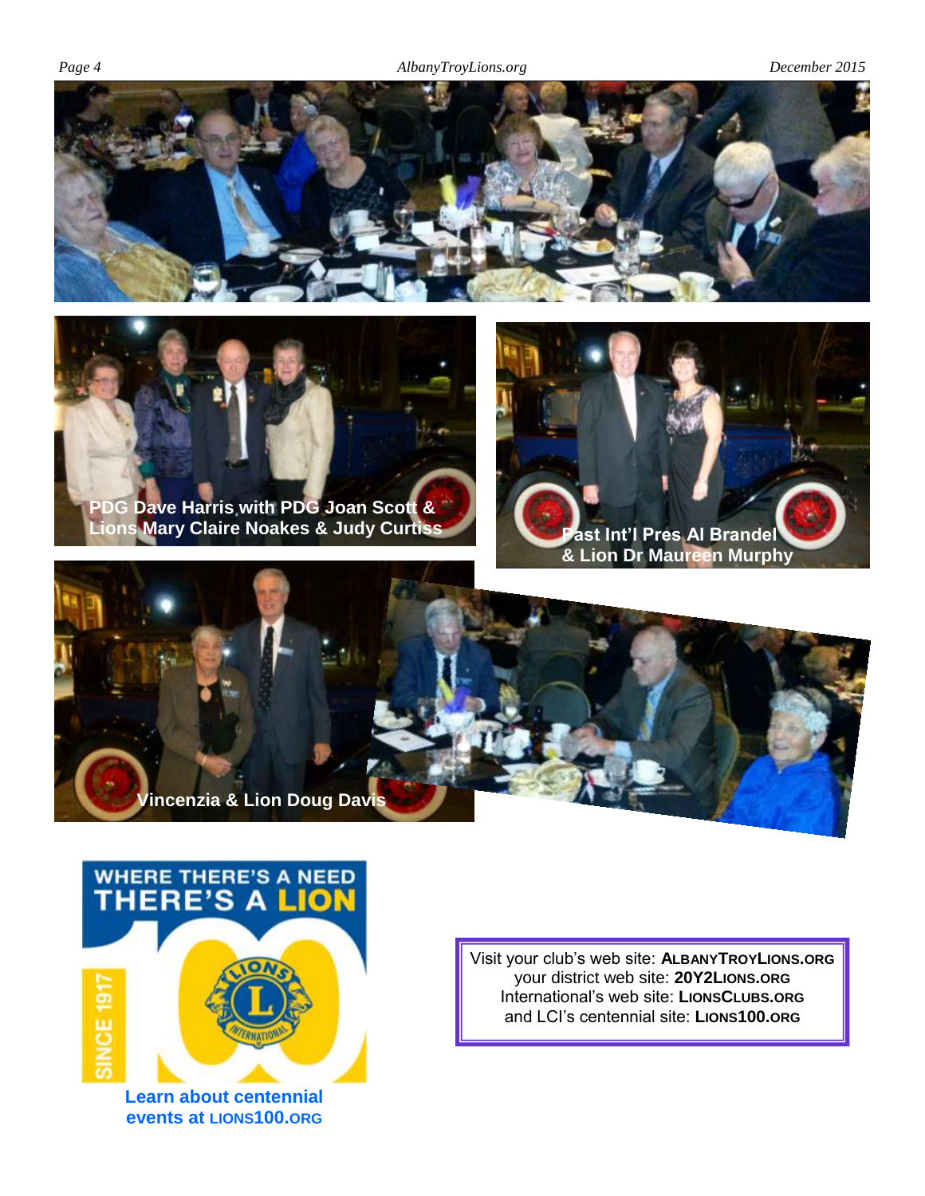PDG Dave Harris with PDG Joan Scott & Lions Mary Claire Noakes & Judy Curtiss

Past Int'l Pres Al Brandel & Lion Dr Maureen Murphy

Vincenzia & Lion Doug Davis

WHERE THERE'S A NEED THERE'S A LION

SINCE 1917

Learn about centennial events at LIONS100.ORG

Visit your club's web site: **ALBANYTROYLIONS.ORG**
your district web site: **20Y2LIONS.ORG**
International's web site: **LIONSCLUBS.ORG**
and LCI's centennial site: **LIONS100.ORG**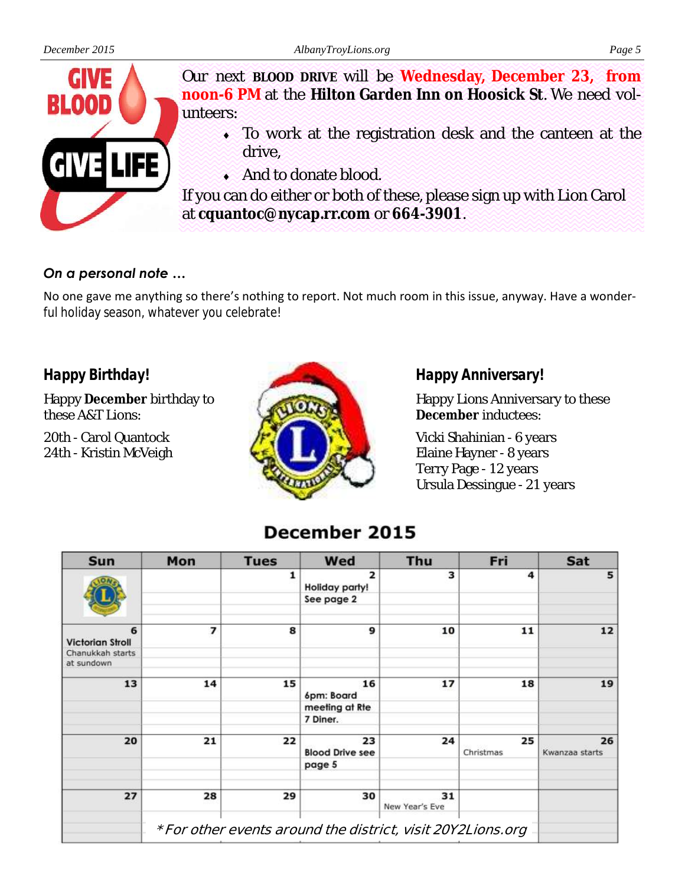Our next **BLOOD DRIVE** will be **Wednesday, December 23, from noon-6 PM** at the **Hilton Garden Inn on Hoosick St**. We need volunteers:

- To work at the registration desk and the canteen at the drive,
- And to donate blood.

If you can do either or both of these, please sign up with Lion Carol at **cquantoc@nycap.rr.com** or **664-3901**.

### *On a personal note …*

No one gave me anything so there's nothing to report. Not much room in this issue, anyway. Have a wonderful holiday season, whatever you celebrate!

### Happy Birthday!

Happy **December** birthday to these A&T Lions:

20th - Carol Quantock
24th - Kristin McVeigh

### Happy Anniversary!

Happy Lions Anniversary to these **December** inductees:

Vicki Shahinian - 6 years
Elaine Hayner - 8 years
Terry Page - 12 years
Ursula Dessingue - 21 years

## December 2015

| Sun | Mon | Tues | Wed | Thu | Fri | Sat |
|---|---|---|---|---|---|---|
| | | 1 | 2 Holiday party! See page 2 | 3 | 4 | 5 |
| 6 Victorian Stroll; Chanukkah starts at sundown | 7 | 8 | 9 | 10 | 11 | 12 |
| 13 | 14 | 15 | 16 6pm: Board meeting at Rte 7 Diner. | 17 | 18 | 19 |
| 20 | 21 | 22 | 23 Blood Drive see page 5 | 24 | 25 Christmas | 26 Kwanzaa starts |
| 27 | 28 | 29 | 30 | 31 New Year's Eve | | |

*\*For other events around the district, visit 20Y2Lions.org*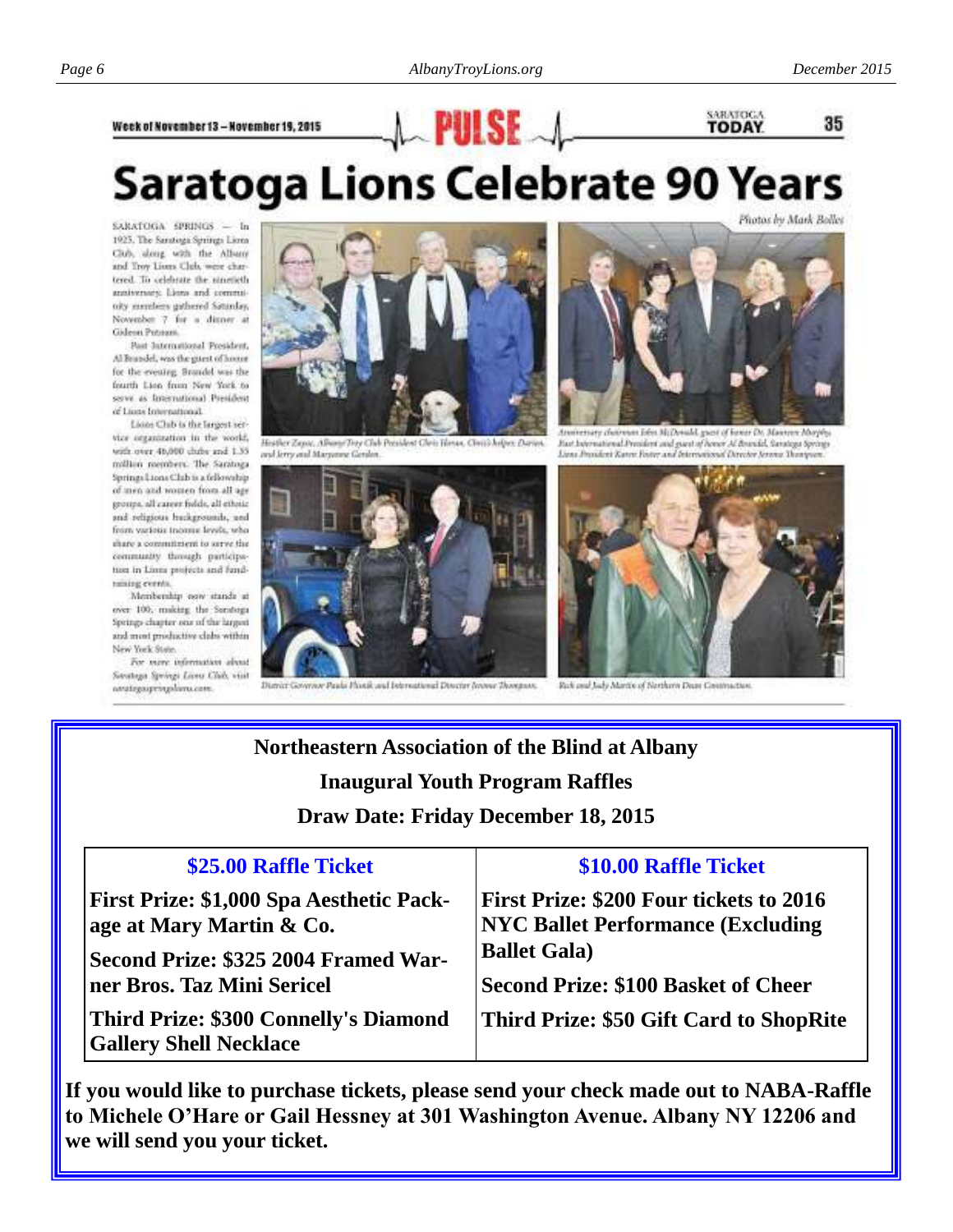Week of November 13 – November 19, 2015 PULSE SARATOGA TODAY 35

# Saratoga Lions Celebrate 90 Years

*Photos by Mark Bolles*

SARATOGA SPRINGS — In 1925, The Saratoga Springs Lions Club, along with the Albany and Troy Lions Club, were chartered. To celebrate the ninetieth anniversary, Lions and community members gathered Saturday, November 7 for a dinner at Gideon Putnam.

Past International President, Al Brandel, was the guest of honor for the evening. Brandel was the fourth Lion from New York to serve as International President of Lions International.

Lions Club is the largest service organization in the world, with over 46,000 clubs and 1.35 million members. The Saratoga Springs Lions Club is a fellowship of men and women from all age groups, all career fields, all ethnic and religious backgrounds, and from various income levels, who share a commitment to serve the community through participation in Lions projects and fundraising events.

Membership now stands at over 100, making the Saratoga Springs chapter one of the largest and most productive clubs within New York State.

*For more information about Saratoga Springs Lions Club, visit saratogaspringslions.com.*

*Heather Zapoc, Albany/Troy Club President Chris Horan, Chris's helper, Darien, and Jerry and Maryanne Gordon.*

*Anniversary chairman John McDonald, guest of honor Dr. Maureen Murphy, Past International President and guest of honor Al Brandel, Saratoga Springs Lions President Karen Foster and International Director Jerome Thompson.*

*District Governor Paula Flanik and International Director Jerome Thompson.*

*Rich and Judy Martin of Northern Dean Construction.*

---

**Northeastern Association of the Blind at Albany**

**Inaugural Youth Program Raffles**

**Draw Date: Friday December 18, 2015**

| **$25.00 Raffle Ticket** | **$10.00 Raffle Ticket** |
|---|---|
| **First Prize: $1,000 Spa Aesthetic Package at Mary Martin & Co.** | **First Prize: $200 Four tickets to 2016 NYC Ballet Performance (Excluding Ballet Gala)** |
| **Second Prize: $325 2004 Framed Warner Bros. Taz Mini Sericel** | **Second Prize: $100 Basket of Cheer** |
| **Third Prize: $300 Connelly's Diamond Gallery Shell Necklace** | **Third Prize: $50 Gift Card to ShopRite** |

**If you would like to purchase tickets, please send your check made out to NABA-Raffle to Michele O'Hare or Gail Hessney at 301 Washington Avenue. Albany NY 12206 and we will send you your ticket.**